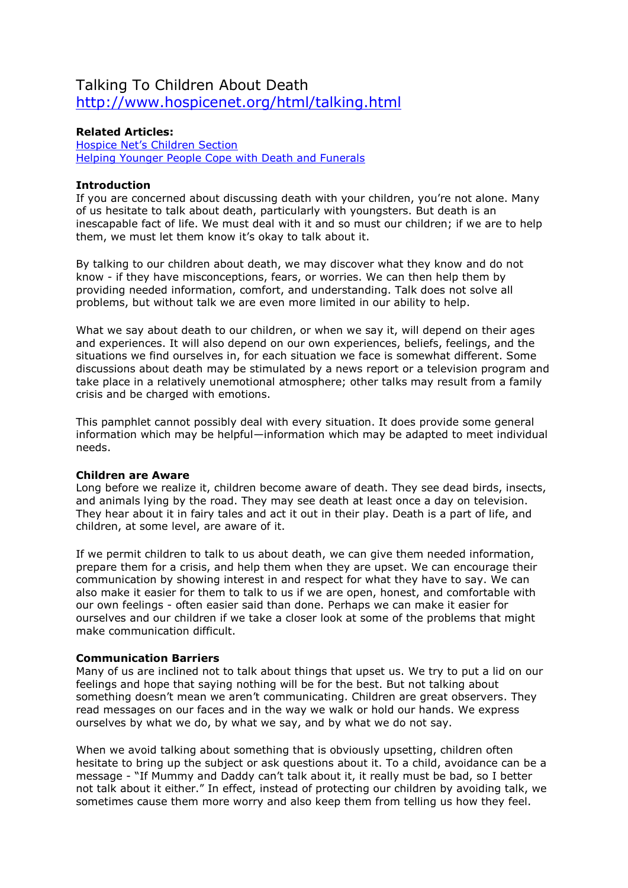# Talking To Children About Death

[http://www.hospicenet.org/html/talking.html](http://www.hospicenet.org/html/talking.html)

**Related Articles:**

[Hospice Net's Children Section](#)

[Helping Younger People Cope with Death and Funerals](#)

**Introduction**

If you are concerned about discussing death with your children, you're not alone. Many of us hesitate to talk about death, particularly with youngsters. But death is an inescapable fact of life. We must deal with it and so must our children; if we are to help them, we must let them know it's okay to talk about it.

By talking to our children about death, we may discover what they know and do not know - if they have misconceptions, fears, or worries. We can then help them by providing needed information, comfort, and understanding. Talk does not solve all problems, but without talk we are even more limited in our ability to help.

What we say about death to our children, or when we say it, will depend on their ages and experiences. It will also depend on our own experiences, beliefs, feelings, and the situations we find ourselves in, for each situation we face is somewhat different. Some discussions about death may be stimulated by a news report or a television program and take place in a relatively unemotional atmosphere; other talks may result from a family crisis and be charged with emotions.

This pamphlet cannot possibly deal with every situation. It does provide some general information which may be helpful—information which may be adapted to meet individual needs.

**Children are Aware**

Long before we realize it, children become aware of death. They see dead birds, insects, and animals lying by the road. They may see death at least once a day on television. They hear about it in fairy tales and act it out in their play. Death is a part of life, and children, at some level, are aware of it.

If we permit children to talk to us about death, we can give them needed information, prepare them for a crisis, and help them when they are upset. We can encourage their communication by showing interest in and respect for what they have to say. We can also make it easier for them to talk to us if we are open, honest, and comfortable with our own feelings - often easier said than done. Perhaps we can make it easier for ourselves and our children if we take a closer look at some of the problems that might make communication difficult.

**Communication Barriers**

Many of us are inclined not to talk about things that upset us. We try to put a lid on our feelings and hope that saying nothing will be for the best. But not talking about something doesn't mean we aren't communicating. Children are great observers. They read messages on our faces and in the way we walk or hold our hands. We express ourselves by what we do, by what we say, and by what we do not say.

When we avoid talking about something that is obviously upsetting, children often hesitate to bring up the subject or ask questions about it. To a child, avoidance can be a message - "If Mummy and Daddy can't talk about it, it really must be bad, so I better not talk about it either." In effect, instead of protecting our children by avoiding talk, we sometimes cause them more worry and also keep them from telling us how they feel.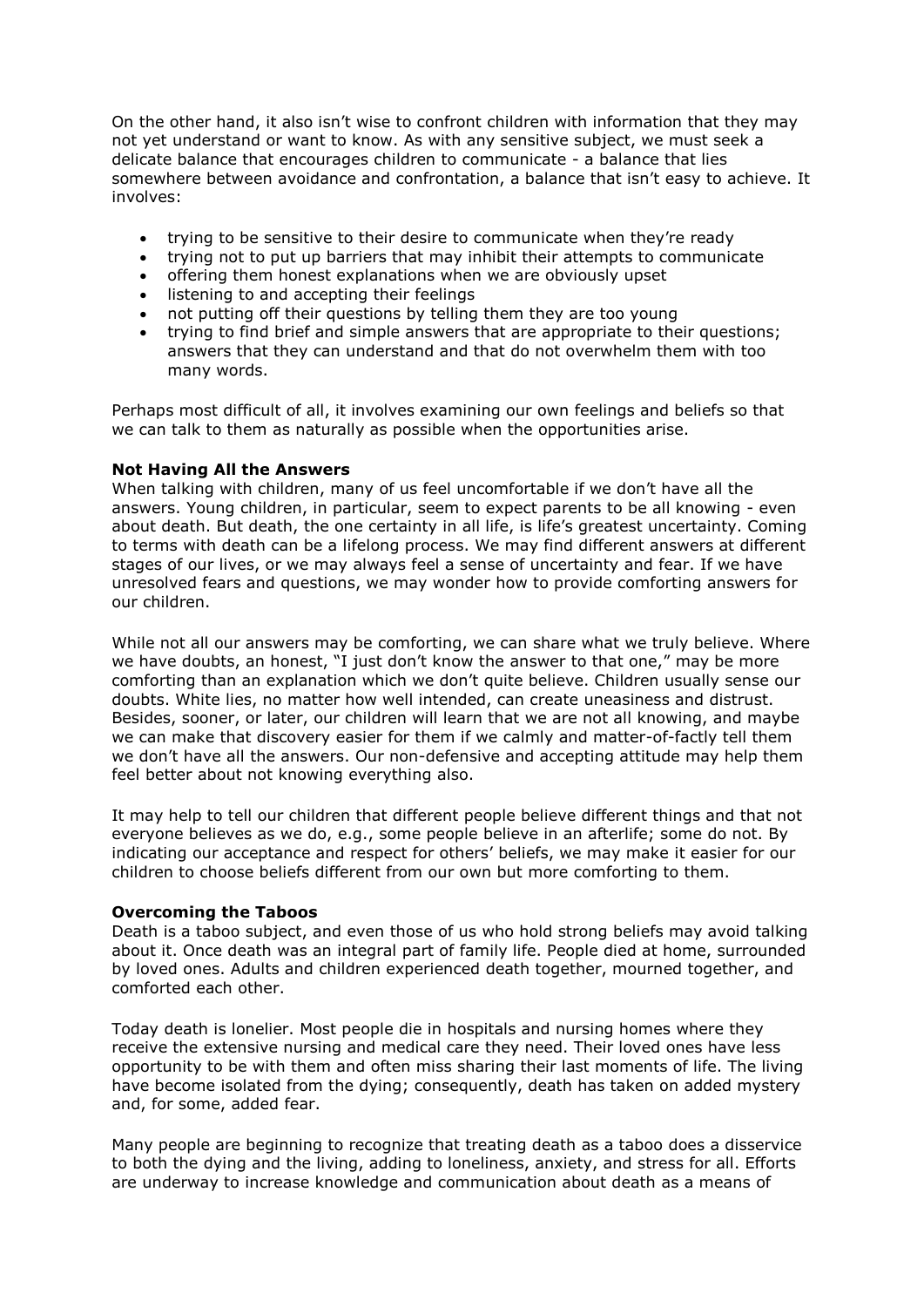On the other hand, it also isn't wise to confront children with information that they may not yet understand or want to know. As with any sensitive subject, we must seek a delicate balance that encourages children to communicate - a balance that lies somewhere between avoidance and confrontation, a balance that isn't easy to achieve. It involves:

- trying to be sensitive to their desire to communicate when they're ready
- trying not to put up barriers that may inhibit their attempts to communicate
- offering them honest explanations when we are obviously upset
- listening to and accepting their feelings
- not putting off their questions by telling them they are too young
- trying to find brief and simple answers that are appropriate to their questions; answers that they can understand and that do not overwhelm them with too many words.

Perhaps most difficult of all, it involves examining our own feelings and beliefs so that we can talk to them as naturally as possible when the opportunities arise.

**Not Having All the Answers**

When talking with children, many of us feel uncomfortable if we don't have all the answers. Young children, in particular, seem to expect parents to be all knowing - even about death. But death, the one certainty in all life, is life's greatest uncertainty. Coming to terms with death can be a lifelong process. We may find different answers at different stages of our lives, or we may always feel a sense of uncertainty and fear. If we have unresolved fears and questions, we may wonder how to provide comforting answers for our children.

While not all our answers may be comforting, we can share what we truly believe. Where we have doubts, an honest, "I just don't know the answer to that one," may be more comforting than an explanation which we don't quite believe. Children usually sense our doubts. White lies, no matter how well intended, can create uneasiness and distrust. Besides, sooner, or later, our children will learn that we are not all knowing, and maybe we can make that discovery easier for them if we calmly and matter-of-factly tell them we don't have all the answers. Our non-defensive and accepting attitude may help them feel better about not knowing everything also.

It may help to tell our children that different people believe different things and that not everyone believes as we do, e.g., some people believe in an afterlife; some do not. By indicating our acceptance and respect for others' beliefs, we may make it easier for our children to choose beliefs different from our own but more comforting to them.

**Overcoming the Taboos**

Death is a taboo subject, and even those of us who hold strong beliefs may avoid talking about it. Once death was an integral part of family life. People died at home, surrounded by loved ones. Adults and children experienced death together, mourned together, and comforted each other.

Today death is lonelier. Most people die in hospitals and nursing homes where they receive the extensive nursing and medical care they need. Their loved ones have less opportunity to be with them and often miss sharing their last moments of life. The living have become isolated from the dying; consequently, death has taken on added mystery and, for some, added fear.

Many people are beginning to recognize that treating death as a taboo does a disservice to both the dying and the living, adding to loneliness, anxiety, and stress for all. Efforts are underway to increase knowledge and communication about death as a means of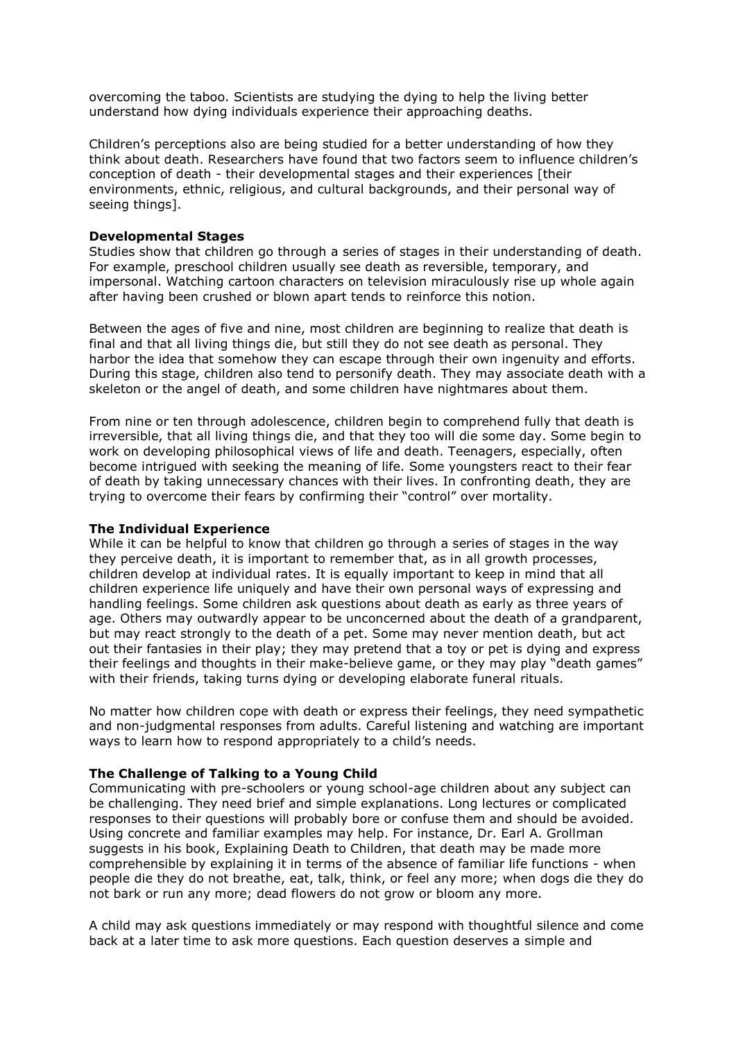overcoming the taboo. Scientists are studying the dying to help the living better understand how dying individuals experience their approaching deaths.

Children's perceptions also are being studied for a better understanding of how they think about death. Researchers have found that two factors seem to influence children's conception of death - their developmental stages and their experiences [their environments, ethnic, religious, and cultural backgrounds, and their personal way of seeing things].

**Developmental Stages**

Studies show that children go through a series of stages in their understanding of death. For example, preschool children usually see death as reversible, temporary, and impersonal. Watching cartoon characters on television miraculously rise up whole again after having been crushed or blown apart tends to reinforce this notion.

Between the ages of five and nine, most children are beginning to realize that death is final and that all living things die, but still they do not see death as personal. They harbor the idea that somehow they can escape through their own ingenuity and efforts. During this stage, children also tend to personify death. They may associate death with a skeleton or the angel of death, and some children have nightmares about them.

From nine or ten through adolescence, children begin to comprehend fully that death is irreversible, that all living things die, and that they too will die some day. Some begin to work on developing philosophical views of life and death. Teenagers, especially, often become intrigued with seeking the meaning of life. Some youngsters react to their fear of death by taking unnecessary chances with their lives. In confronting death, they are trying to overcome their fears by confirming their "control" over mortality.

**The Individual Experience**

While it can be helpful to know that children go through a series of stages in the way they perceive death, it is important to remember that, as in all growth processes, children develop at individual rates. It is equally important to keep in mind that all children experience life uniquely and have their own personal ways of expressing and handling feelings. Some children ask questions about death as early as three years of age. Others may outwardly appear to be unconcerned about the death of a grandparent, but may react strongly to the death of a pet. Some may never mention death, but act out their fantasies in their play; they may pretend that a toy or pet is dying and express their feelings and thoughts in their make-believe game, or they may play "death games" with their friends, taking turns dying or developing elaborate funeral rituals.

No matter how children cope with death or express their feelings, they need sympathetic and non-judgmental responses from adults. Careful listening and watching are important ways to learn how to respond appropriately to a child's needs.

**The Challenge of Talking to a Young Child**

Communicating with pre-schoolers or young school-age children about any subject can be challenging. They need brief and simple explanations. Long lectures or complicated responses to their questions will probably bore or confuse them and should be avoided. Using concrete and familiar examples may help. For instance, Dr. Earl A. Grollman suggests in his book, Explaining Death to Children, that death may be made more comprehensible by explaining it in terms of the absence of familiar life functions - when people die they do not breathe, eat, talk, think, or feel any more; when dogs die they do not bark or run any more; dead flowers do not grow or bloom any more.

A child may ask questions immediately or may respond with thoughtful silence and come back at a later time to ask more questions. Each question deserves a simple and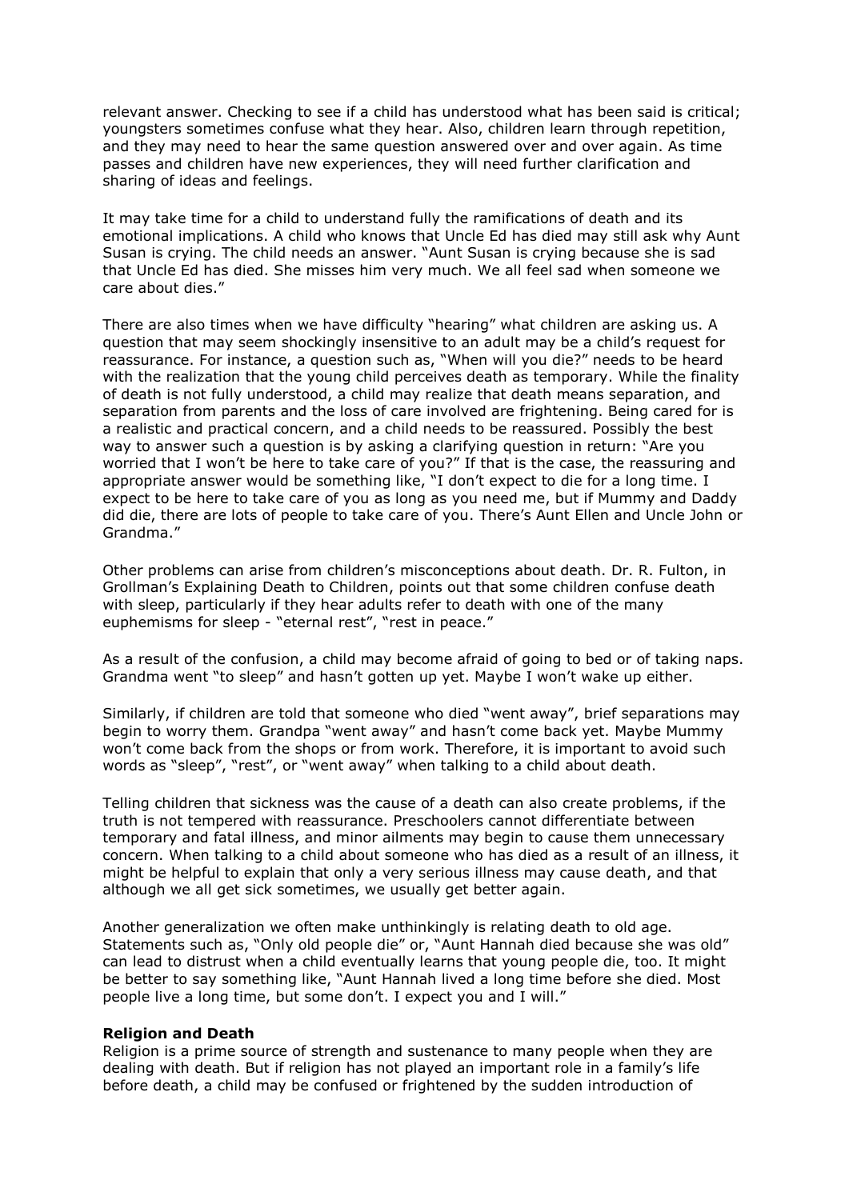relevant answer. Checking to see if a child has understood what has been said is critical; youngsters sometimes confuse what they hear. Also, children learn through repetition, and they may need to hear the same question answered over and over again. As time passes and children have new experiences, they will need further clarification and sharing of ideas and feelings.

It may take time for a child to understand fully the ramifications of death and its emotional implications. A child who knows that Uncle Ed has died may still ask why Aunt Susan is crying. The child needs an answer. "Aunt Susan is crying because she is sad that Uncle Ed has died. She misses him very much. We all feel sad when someone we care about dies."

There are also times when we have difficulty "hearing" what children are asking us. A question that may seem shockingly insensitive to an adult may be a child's request for reassurance. For instance, a question such as, "When will you die?" needs to be heard with the realization that the young child perceives death as temporary. While the finality of death is not fully understood, a child may realize that death means separation, and separation from parents and the loss of care involved are frightening. Being cared for is a realistic and practical concern, and a child needs to be reassured. Possibly the best way to answer such a question is by asking a clarifying question in return: "Are you worried that I won't be here to take care of you?" If that is the case, the reassuring and appropriate answer would be something like, "I don't expect to die for a long time. I expect to be here to take care of you as long as you need me, but if Mummy and Daddy did die, there are lots of people to take care of you. There's Aunt Ellen and Uncle John or Grandma."

Other problems can arise from children's misconceptions about death. Dr. R. Fulton, in Grollman's Explaining Death to Children, points out that some children confuse death with sleep, particularly if they hear adults refer to death with one of the many euphemisms for sleep - "eternal rest", "rest in peace."

As a result of the confusion, a child may become afraid of going to bed or of taking naps. Grandma went "to sleep" and hasn't gotten up yet. Maybe I won't wake up either.

Similarly, if children are told that someone who died "went away", brief separations may begin to worry them. Grandpa "went away" and hasn't come back yet. Maybe Mummy won't come back from the shops or from work. Therefore, it is important to avoid such words as "sleep", "rest", or "went away" when talking to a child about death.

Telling children that sickness was the cause of a death can also create problems, if the truth is not tempered with reassurance. Preschoolers cannot differentiate between temporary and fatal illness, and minor ailments may begin to cause them unnecessary concern. When talking to a child about someone who has died as a result of an illness, it might be helpful to explain that only a very serious illness may cause death, and that although we all get sick sometimes, we usually get better again.

Another generalization we often make unthinkingly is relating death to old age. Statements such as, "Only old people die" or, "Aunt Hannah died because she was old" can lead to distrust when a child eventually learns that young people die, too. It might be better to say something like, "Aunt Hannah lived a long time before she died. Most people live a long time, but some don't. I expect you and I will."

**Religion and Death**

Religion is a prime source of strength and sustenance to many people when they are dealing with death. But if religion has not played an important role in a family's life before death, a child may be confused or frightened by the sudden introduction of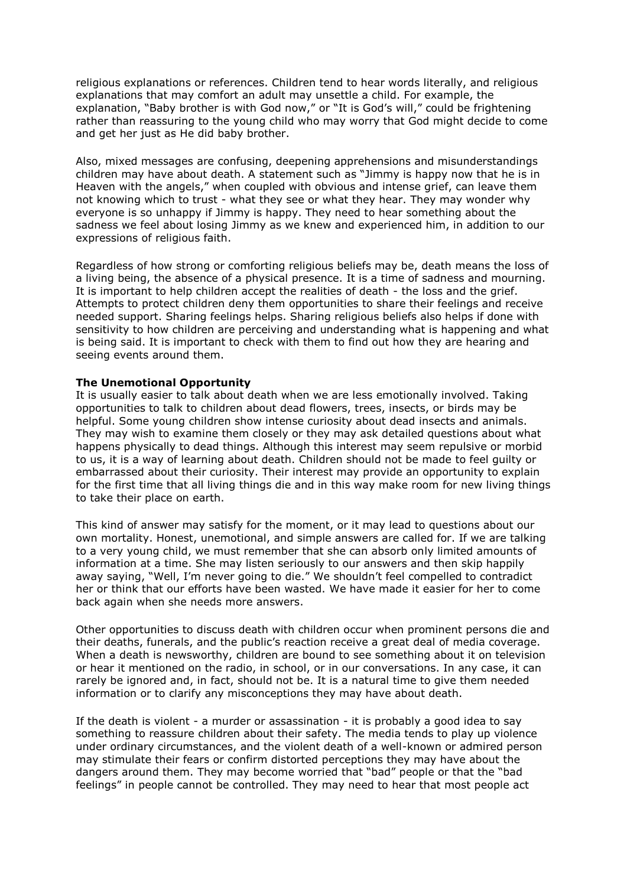religious explanations or references. Children tend to hear words literally, and religious explanations that may comfort an adult may unsettle a child. For example, the explanation, "Baby brother is with God now," or "It is God's will," could be frightening rather than reassuring to the young child who may worry that God might decide to come and get her just as He did baby brother.

Also, mixed messages are confusing, deepening apprehensions and misunderstandings children may have about death. A statement such as "Jimmy is happy now that he is in Heaven with the angels," when coupled with obvious and intense grief, can leave them not knowing which to trust - what they see or what they hear. They may wonder why everyone is so unhappy if Jimmy is happy. They need to hear something about the sadness we feel about losing Jimmy as we knew and experienced him, in addition to our expressions of religious faith.

Regardless of how strong or comforting religious beliefs may be, death means the loss of a living being, the absence of a physical presence. It is a time of sadness and mourning. It is important to help children accept the realities of death - the loss and the grief. Attempts to protect children deny them opportunities to share their feelings and receive needed support. Sharing feelings helps. Sharing religious beliefs also helps if done with sensitivity to how children are perceiving and understanding what is happening and what is being said. It is important to check with them to find out how they are hearing and seeing events around them.

**The Unemotional Opportunity**

It is usually easier to talk about death when we are less emotionally involved. Taking opportunities to talk to children about dead flowers, trees, insects, or birds may be helpful. Some young children show intense curiosity about dead insects and animals. They may wish to examine them closely or they may ask detailed questions about what happens physically to dead things. Although this interest may seem repulsive or morbid to us, it is a way of learning about death. Children should not be made to feel guilty or embarrassed about their curiosity. Their interest may provide an opportunity to explain for the first time that all living things die and in this way make room for new living things to take their place on earth.

This kind of answer may satisfy for the moment, or it may lead to questions about our own mortality. Honest, unemotional, and simple answers are called for. If we are talking to a very young child, we must remember that she can absorb only limited amounts of information at a time. She may listen seriously to our answers and then skip happily away saying, "Well, I'm never going to die." We shouldn't feel compelled to contradict her or think that our efforts have been wasted. We have made it easier for her to come back again when she needs more answers.

Other opportunities to discuss death with children occur when prominent persons die and their deaths, funerals, and the public's reaction receive a great deal of media coverage. When a death is newsworthy, children are bound to see something about it on television or hear it mentioned on the radio, in school, or in our conversations. In any case, it can rarely be ignored and, in fact, should not be. It is a natural time to give them needed information or to clarify any misconceptions they may have about death.

If the death is violent - a murder or assassination - it is probably a good idea to say something to reassure children about their safety. The media tends to play up violence under ordinary circumstances, and the violent death of a well-known or admired person may stimulate their fears or confirm distorted perceptions they may have about the dangers around them. They may become worried that "bad" people or that the "bad feelings" in people cannot be controlled. They may need to hear that most people act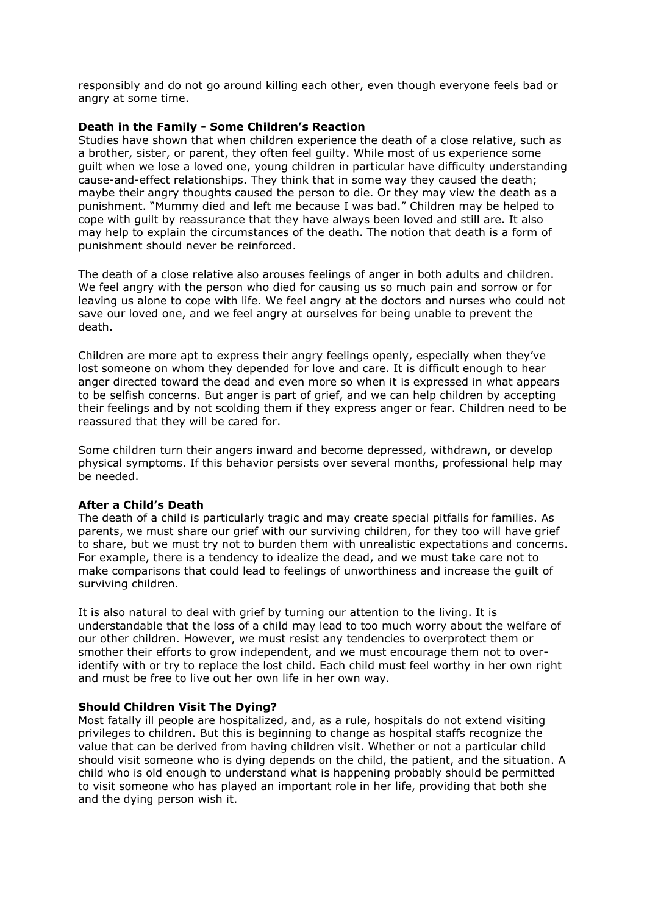responsibly and do not go around killing each other, even though everyone feels bad or angry at some time.

**Death in the Family - Some Children's Reaction**

Studies have shown that when children experience the death of a close relative, such as a brother, sister, or parent, they often feel guilty. While most of us experience some guilt when we lose a loved one, young children in particular have difficulty understanding cause-and-effect relationships. They think that in some way they caused the death; maybe their angry thoughts caused the person to die. Or they may view the death as a punishment. "Mummy died and left me because I was bad." Children may be helped to cope with guilt by reassurance that they have always been loved and still are. It also may help to explain the circumstances of the death. The notion that death is a form of punishment should never be reinforced.

The death of a close relative also arouses feelings of anger in both adults and children. We feel angry with the person who died for causing us so much pain and sorrow or for leaving us alone to cope with life. We feel angry at the doctors and nurses who could not save our loved one, and we feel angry at ourselves for being unable to prevent the death.

Children are more apt to express their angry feelings openly, especially when they've lost someone on whom they depended for love and care. It is difficult enough to hear anger directed toward the dead and even more so when it is expressed in what appears to be selfish concerns. But anger is part of grief, and we can help children by accepting their feelings and by not scolding them if they express anger or fear. Children need to be reassured that they will be cared for.

Some children turn their angers inward and become depressed, withdrawn, or develop physical symptoms. If this behavior persists over several months, professional help may be needed.

**After a Child's Death**

The death of a child is particularly tragic and may create special pitfalls for families. As parents, we must share our grief with our surviving children, for they too will have grief to share, but we must try not to burden them with unrealistic expectations and concerns. For example, there is a tendency to idealize the dead, and we must take care not to make comparisons that could lead to feelings of unworthiness and increase the guilt of surviving children.

It is also natural to deal with grief by turning our attention to the living. It is understandable that the loss of a child may lead to too much worry about the welfare of our other children. However, we must resist any tendencies to overprotect them or smother their efforts to grow independent, and we must encourage them not to over-identify with or try to replace the lost child. Each child must feel worthy in her own right and must be free to live out her own life in her own way.

**Should Children Visit The Dying?**

Most fatally ill people are hospitalized, and, as a rule, hospitals do not extend visiting privileges to children. But this is beginning to change as hospital staffs recognize the value that can be derived from having children visit. Whether or not a particular child should visit someone who is dying depends on the child, the patient, and the situation. A child who is old enough to understand what is happening probably should be permitted to visit someone who has played an important role in her life, providing that both she and the dying person wish it.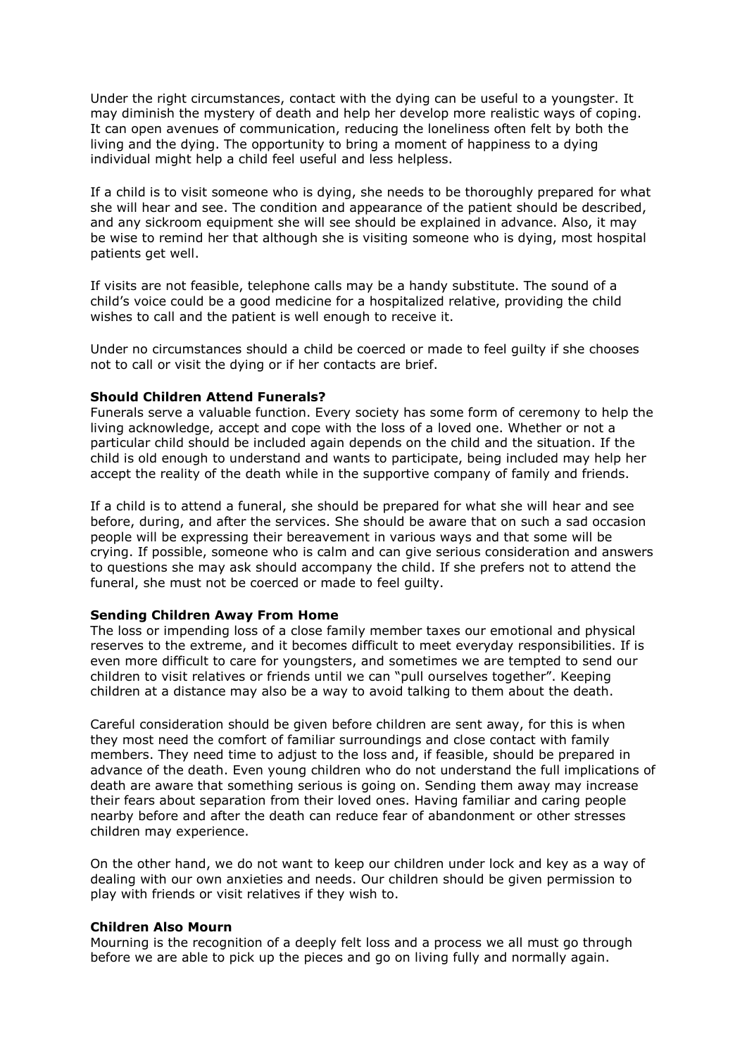Under the right circumstances, contact with the dying can be useful to a youngster. It may diminish the mystery of death and help her develop more realistic ways of coping. It can open avenues of communication, reducing the loneliness often felt by both the living and the dying. The opportunity to bring a moment of happiness to a dying individual might help a child feel useful and less helpless.

If a child is to visit someone who is dying, she needs to be thoroughly prepared for what she will hear and see. The condition and appearance of the patient should be described, and any sickroom equipment she will see should be explained in advance. Also, it may be wise to remind her that although she is visiting someone who is dying, most hospital patients get well.

If visits are not feasible, telephone calls may be a handy substitute. The sound of a child's voice could be a good medicine for a hospitalized relative, providing the child wishes to call and the patient is well enough to receive it.

Under no circumstances should a child be coerced or made to feel guilty if she chooses not to call or visit the dying or if her contacts are brief.

**Should Children Attend Funerals?**

Funerals serve a valuable function. Every society has some form of ceremony to help the living acknowledge, accept and cope with the loss of a loved one. Whether or not a particular child should be included again depends on the child and the situation. If the child is old enough to understand and wants to participate, being included may help her accept the reality of the death while in the supportive company of family and friends.

If a child is to attend a funeral, she should be prepared for what she will hear and see before, during, and after the services. She should be aware that on such a sad occasion people will be expressing their bereavement in various ways and that some will be crying. If possible, someone who is calm and can give serious consideration and answers to questions she may ask should accompany the child. If she prefers not to attend the funeral, she must not be coerced or made to feel guilty.

**Sending Children Away From Home**

The loss or impending loss of a close family member taxes our emotional and physical reserves to the extreme, and it becomes difficult to meet everyday responsibilities. If is even more difficult to care for youngsters, and sometimes we are tempted to send our children to visit relatives or friends until we can "pull ourselves together". Keeping children at a distance may also be a way to avoid talking to them about the death.

Careful consideration should be given before children are sent away, for this is when they most need the comfort of familiar surroundings and close contact with family members. They need time to adjust to the loss and, if feasible, should be prepared in advance of the death. Even young children who do not understand the full implications of death are aware that something serious is going on. Sending them away may increase their fears about separation from their loved ones. Having familiar and caring people nearby before and after the death can reduce fear of abandonment or other stresses children may experience.

On the other hand, we do not want to keep our children under lock and key as a way of dealing with our own anxieties and needs. Our children should be given permission to play with friends or visit relatives if they wish to.

**Children Also Mourn**

Mourning is the recognition of a deeply felt loss and a process we all must go through before we are able to pick up the pieces and go on living fully and normally again.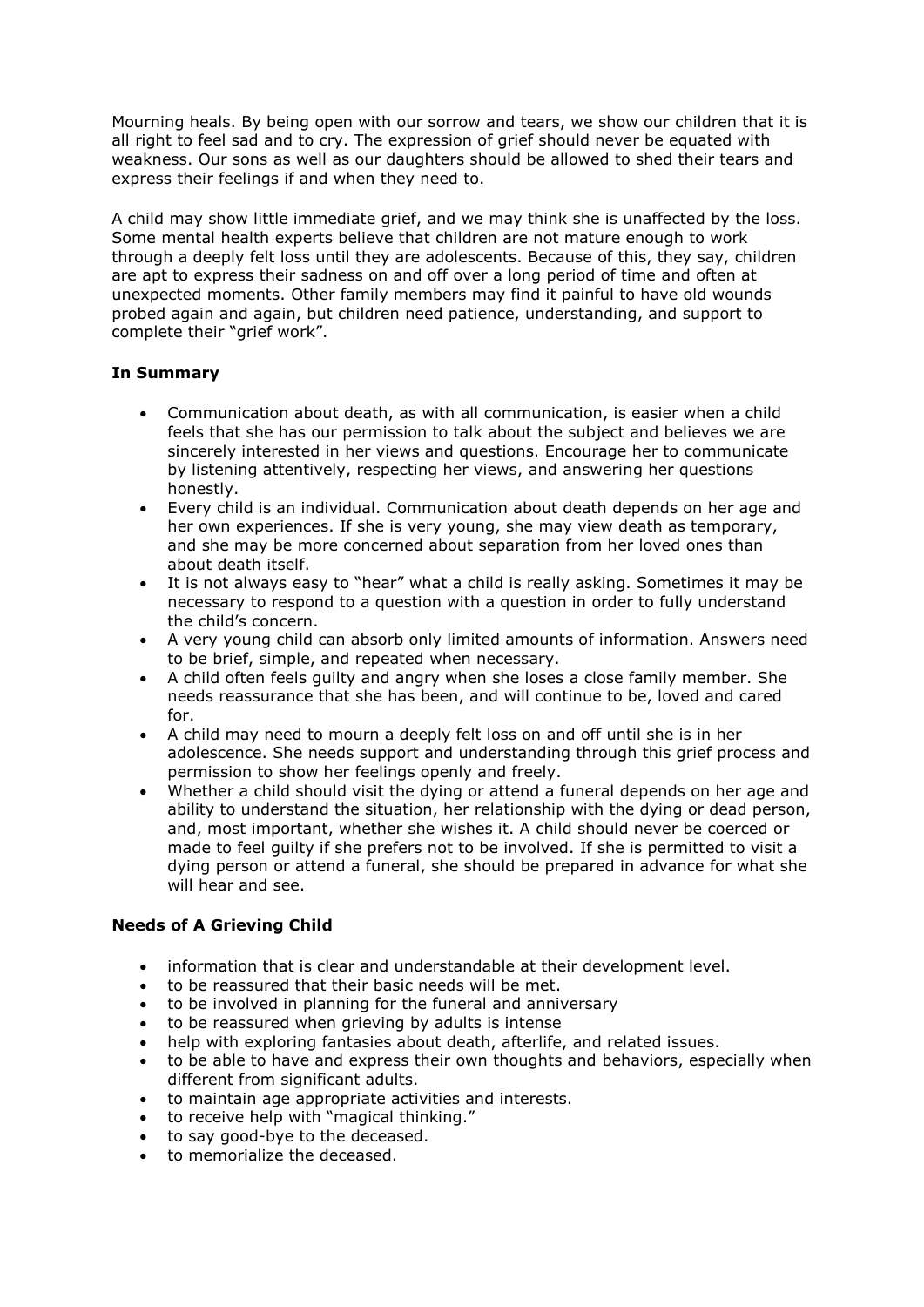Mourning heals. By being open with our sorrow and tears, we show our children that it is all right to feel sad and to cry. The expression of grief should never be equated with weakness. Our sons as well as our daughters should be allowed to shed their tears and express their feelings if and when they need to.

A child may show little immediate grief, and we may think she is unaffected by the loss. Some mental health experts believe that children are not mature enough to work through a deeply felt loss until they are adolescents. Because of this, they say, children are apt to express their sadness on and off over a long period of time and often at unexpected moments. Other family members may find it painful to have old wounds probed again and again, but children need patience, understanding, and support to complete their "grief work".

**In Summary**

- Communication about death, as with all communication, is easier when a child feels that she has our permission to talk about the subject and believes we are sincerely interested in her views and questions. Encourage her to communicate by listening attentively, respecting her views, and answering her questions honestly.
- Every child is an individual. Communication about death depends on her age and her own experiences. If she is very young, she may view death as temporary, and she may be more concerned about separation from her loved ones than about death itself.
- It is not always easy to "hear" what a child is really asking. Sometimes it may be necessary to respond to a question with a question in order to fully understand the child's concern.
- A very young child can absorb only limited amounts of information. Answers need to be brief, simple, and repeated when necessary.
- A child often feels guilty and angry when she loses a close family member. She needs reassurance that she has been, and will continue to be, loved and cared for.
- A child may need to mourn a deeply felt loss on and off until she is in her adolescence. She needs support and understanding through this grief process and permission to show her feelings openly and freely.
- Whether a child should visit the dying or attend a funeral depends on her age and ability to understand the situation, her relationship with the dying or dead person, and, most important, whether she wishes it. A child should never be coerced or made to feel guilty if she prefers not to be involved. If she is permitted to visit a dying person or attend a funeral, she should be prepared in advance for what she will hear and see.

**Needs of A Grieving Child**

- information that is clear and understandable at their development level.
- to be reassured that their basic needs will be met.
- to be involved in planning for the funeral and anniversary
- to be reassured when grieving by adults is intense
- help with exploring fantasies about death, afterlife, and related issues.
- to be able to have and express their own thoughts and behaviors, especially when different from significant adults.
- to maintain age appropriate activities and interests.
- to receive help with "magical thinking."
- to say good-bye to the deceased.
- to memorialize the deceased.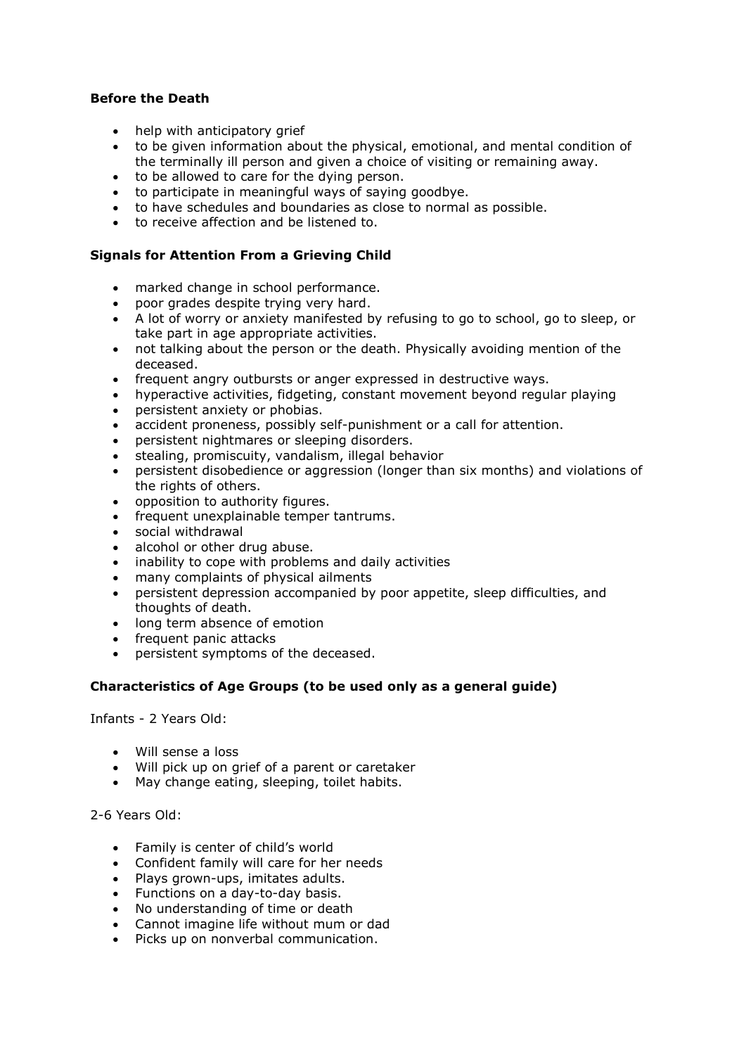**Before the Death**

- help with anticipatory grief
- to be given information about the physical, emotional, and mental condition of the terminally ill person and given a choice of visiting or remaining away.
- to be allowed to care for the dying person.
- to participate in meaningful ways of saying goodbye.
- to have schedules and boundaries as close to normal as possible.
- to receive affection and be listened to.

**Signals for Attention From a Grieving Child**

- marked change in school performance.
- poor grades despite trying very hard.
- A lot of worry or anxiety manifested by refusing to go to school, go to sleep, or take part in age appropriate activities.
- not talking about the person or the death. Physically avoiding mention of the deceased.
- frequent angry outbursts or anger expressed in destructive ways.
- hyperactive activities, fidgeting, constant movement beyond regular playing
- persistent anxiety or phobias.
- accident proneness, possibly self-punishment or a call for attention.
- persistent nightmares or sleeping disorders.
- stealing, promiscuity, vandalism, illegal behavior
- persistent disobedience or aggression (longer than six months) and violations of the rights of others.
- opposition to authority figures.
- frequent unexplainable temper tantrums.
- social withdrawal
- alcohol or other drug abuse.
- inability to cope with problems and daily activities
- many complaints of physical ailments
- persistent depression accompanied by poor appetite, sleep difficulties, and thoughts of death.
- long term absence of emotion
- frequent panic attacks
- persistent symptoms of the deceased.

**Characteristics of Age Groups (to be used only as a general guide)**

Infants - 2 Years Old:

- Will sense a loss
- Will pick up on grief of a parent or caretaker
- May change eating, sleeping, toilet habits.

2-6 Years Old:

- Family is center of child's world
- Confident family will care for her needs
- Plays grown-ups, imitates adults.
- Functions on a day-to-day basis.
- No understanding of time or death
- Cannot imagine life without mum or dad
- Picks up on nonverbal communication.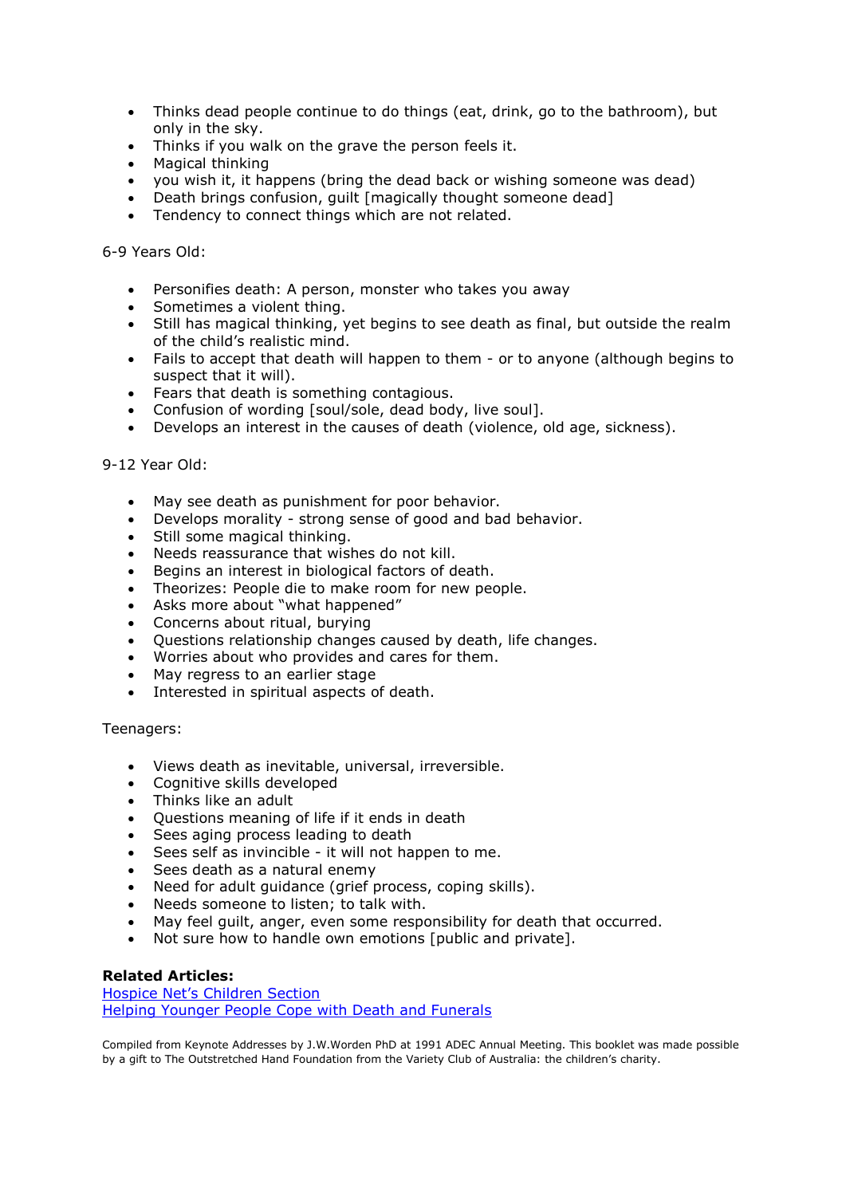- Thinks dead people continue to do things (eat, drink, go to the bathroom), but only in the sky.
- Thinks if you walk on the grave the person feels it.
- Magical thinking
- you wish it, it happens (bring the dead back or wishing someone was dead)
- Death brings confusion, guilt [magically thought someone dead]
- Tendency to connect things which are not related.

6-9 Years Old:

- Personifies death: A person, monster who takes you away
- Sometimes a violent thing.
- Still has magical thinking, yet begins to see death as final, but outside the realm of the child's realistic mind.
- Fails to accept that death will happen to them - or to anyone (although begins to suspect that it will).
- Fears that death is something contagious.
- Confusion of wording [soul/sole, dead body, live soul].
- Develops an interest in the causes of death (violence, old age, sickness).

9-12 Year Old:

- May see death as punishment for poor behavior.
- Develops morality - strong sense of good and bad behavior.
- Still some magical thinking.
- Needs reassurance that wishes do not kill.
- Begins an interest in biological factors of death.
- Theorizes: People die to make room for new people.
- Asks more about "what happened"
- Concerns about ritual, burying
- Questions relationship changes caused by death, life changes.
- Worries about who provides and cares for them.
- May regress to an earlier stage
- Interested in spiritual aspects of death.

Teenagers:

- Views death as inevitable, universal, irreversible.
- Cognitive skills developed
- Thinks like an adult
- Questions meaning of life if it ends in death
- Sees aging process leading to death
- Sees self as invincible - it will not happen to me.
- Sees death as a natural enemy
- Need for adult guidance (grief process, coping skills).
- Needs someone to listen; to talk with.
- May feel guilt, anger, even some responsibility for death that occurred.
- Not sure how to handle own emotions [public and private].

**Related Articles:**
Hospice Net's Children Section
Helping Younger People Cope with Death and Funerals

Compiled from Keynote Addresses by J.W.Worden PhD at 1991 ADEC Annual Meeting. This booklet was made possible by a gift to The Outstretched Hand Foundation from the Variety Club of Australia: the children's charity.